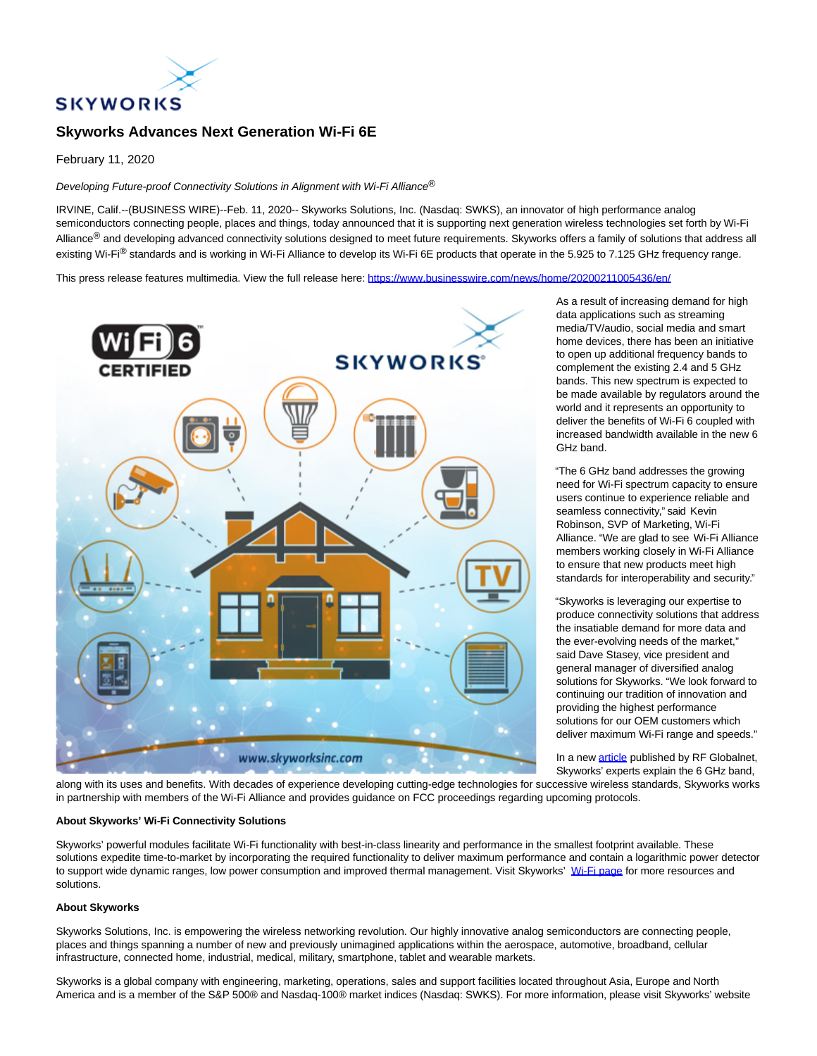# Skyworks Advances Next Generation Wi-Fi 6E

February 11, 2020

*Developing Future-proof Connectivity Solutions in Alignment with Wi-Fi Alliance®*

IRVINE, Calif.--(BUSINESS WIRE)--Feb. 11, 2020-- Skyworks Solutions, Inc. (Nasdaq: SWKS), an innovator of high performance analog semiconductors connecting people, places and things, today announced that it is supporting next generation wireless technologies set forth by Wi-Fi Alliance® and developing advanced connectivity solutions designed to meet future requirements. Skyworks offers a family of solutions that address all existing Wi-Fi® standards and is working in Wi-Fi Alliance to develop its Wi-Fi 6E products that operate in the 5.925 to 7.125 GHz frequency range.

This press release features multimedia. View the full release here: https://www.businesswire.com/news/home/20200211005436/en/

As a result of increasing demand for high data applications such as streaming media/TV/audio, social media and smart home devices, there has been an initiative to open up additional frequency bands to complement the existing 2.4 and 5 GHz bands. This new spectrum is expected to be made available by regulators around the world and it represents an opportunity to deliver the benefits of Wi-Fi 6 coupled with increased bandwidth available in the new 6 GHz band.

"The 6 GHz band addresses the growing need for Wi-Fi spectrum capacity to ensure users continue to experience reliable and seamless connectivity," said Kevin Robinson, SVP of Marketing, Wi-Fi Alliance. "We are glad to see Wi-Fi Alliance members working closely in Wi-Fi Alliance to ensure that new products meet high standards for interoperability and security."

"Skyworks is leveraging our expertise to produce connectivity solutions that address the insatiable demand for more data and the ever-evolving needs of the market," said Dave Stasey, vice president and general manager of diversified analog solutions for Skyworks. "We look forward to continuing our tradition of innovation and providing the highest performance solutions for our OEM customers which deliver maximum Wi-Fi range and speeds."

In a new article published by RF Globalnet, Skyworks' experts explain the 6 GHz band, along with its uses and benefits. With decades of experience developing cutting-edge technologies for successive wireless standards, Skyworks works in partnership with members of the Wi-Fi Alliance and provides guidance on FCC proceedings regarding upcoming protocols.

**About Skyworks' Wi-Fi Connectivity Solutions**

Skyworks' powerful modules facilitate Wi-Fi functionality with best-in-class linearity and performance in the smallest footprint available. These solutions expedite time-to-market by incorporating the required functionality to deliver maximum performance and contain a logarithmic power detector to support wide dynamic ranges, low power consumption and improved thermal management. Visit Skyworks' Wi-Fi page for more resources and solutions.

**About Skyworks**

Skyworks Solutions, Inc. is empowering the wireless networking revolution. Our highly innovative analog semiconductors are connecting people, places and things spanning a number of new and previously unimagined applications within the aerospace, automotive, broadband, cellular infrastructure, connected home, industrial, medical, military, smartphone, tablet and wearable markets.

Skyworks is a global company with engineering, marketing, operations, sales and support facilities located throughout Asia, Europe and North America and is a member of the S&P 500® and Nasdaq-100® market indices (Nasdaq: SWKS). For more information, please visit Skyworks' website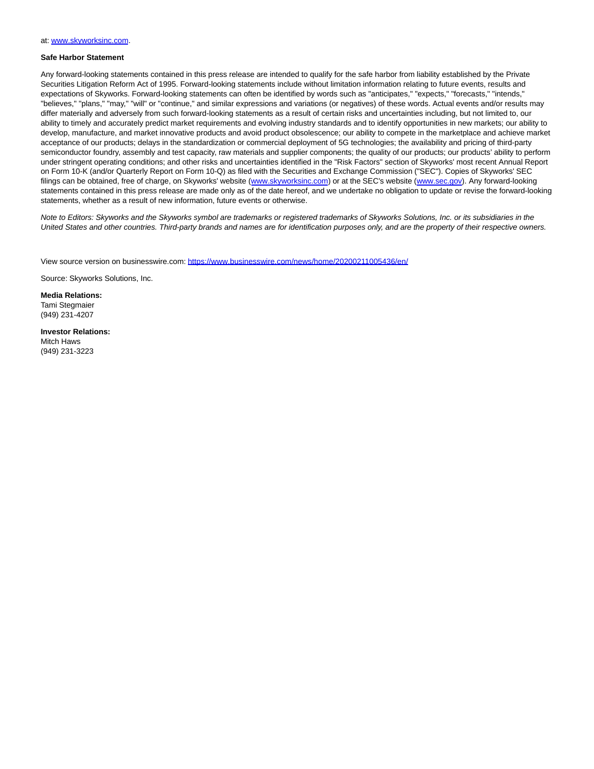at: www.skyworksinc.com.

**Safe Harbor Statement**

Any forward-looking statements contained in this press release are intended to qualify for the safe harbor from liability established by the Private Securities Litigation Reform Act of 1995. Forward-looking statements include without limitation information relating to future events, results and expectations of Skyworks. Forward-looking statements can often be identified by words such as "anticipates," "expects," "forecasts," "intends," "believes," "plans," "may," "will" or "continue," and similar expressions and variations (or negatives) of these words. Actual events and/or results may differ materially and adversely from such forward-looking statements as a result of certain risks and uncertainties including, but not limited to, our ability to timely and accurately predict market requirements and evolving industry standards and to identify opportunities in new markets; our ability to develop, manufacture, and market innovative products and avoid product obsolescence; our ability to compete in the marketplace and achieve market acceptance of our products; delays in the standardization or commercial deployment of 5G technologies; the availability and pricing of third-party semiconductor foundry, assembly and test capacity, raw materials and supplier components; the quality of our products; our products' ability to perform under stringent operating conditions; and other risks and uncertainties identified in the "Risk Factors" section of Skyworks' most recent Annual Report on Form 10-K (and/or Quarterly Report on Form 10-Q) as filed with the Securities and Exchange Commission ("SEC"). Copies of Skyworks' SEC filings can be obtained, free of charge, on Skyworks' website (www.skyworksinc.com) or at the SEC's website (www.sec.gov). Any forward-looking statements contained in this press release are made only as of the date hereof, and we undertake no obligation to update or revise the forward-looking statements, whether as a result of new information, future events or otherwise.

*Note to Editors: Skyworks and the Skyworks symbol are trademarks or registered trademarks of Skyworks Solutions, Inc. or its subsidiaries in the United States and other countries. Third-party brands and names are for identification purposes only, and are the property of their respective owners.*

View source version on businesswire.com: https://www.businesswire.com/news/home/20200211005436/en/

Source: Skyworks Solutions, Inc.

**Media Relations:**
Tami Stegmaier
(949) 231-4207

**Investor Relations:**
Mitch Haws
(949) 231-3223